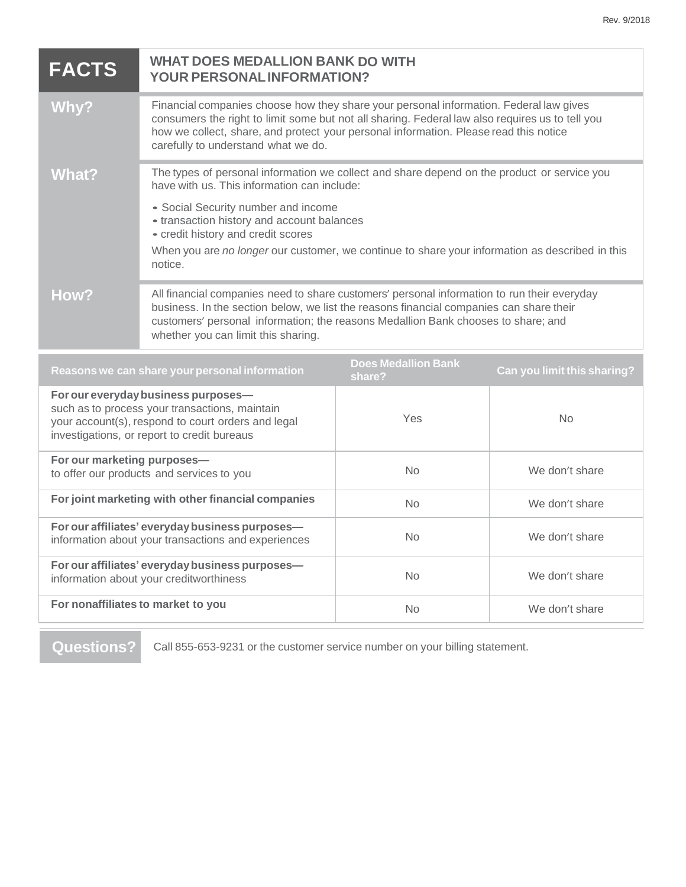Rev. 9/2018

# FACTS — WHAT DOES MEDALLION BANK DO WITH YOUR PERSONAL INFORMATION?

**Why?**

Financial companies choose how they share your personal information. Federal law gives consumers the right to limit some but not all sharing. Federal law also requires us to tell you how we collect, share, and protect your personal information. Please read this notice carefully to understand what we do.

**What?**

The types of personal information we collect and share depend on the product or service you have with us. This information can include:

- Social Security number and income
- transaction history and account balances
- credit history and credit scores

When you are *no longer* our customer, we continue to share your information as described in this notice.

**How?**

All financial companies need to share customers' personal information to run their everyday business. In the section below, we list the reasons financial companies can share their customers' personal information; the reasons Medallion Bank chooses to share; and whether you can limit this sharing.

| Reasons we can share your personal information | Does Medallion Bank share? | Can you limit this sharing? |
| --- | --- | --- |
| **For our everyday business purposes—** such as to process your transactions, maintain your account(s), respond to court orders and legal investigations, or report to credit bureaus | Yes | No |
| **For our marketing purposes—** to offer our products and services to you | No | We don't share |
| **For joint marketing with other financial companies** | No | We don't share |
| **For our affiliates' everyday business purposes—** information about your transactions and experiences | No | We don't share |
| **For our affiliates' everyday business purposes—** information about your creditworthiness | No | We don't share |
| **For nonaffiliates to market to you** | No | We don't share |

**Questions?** Call 855-653-9231 or the customer service number on your billing statement.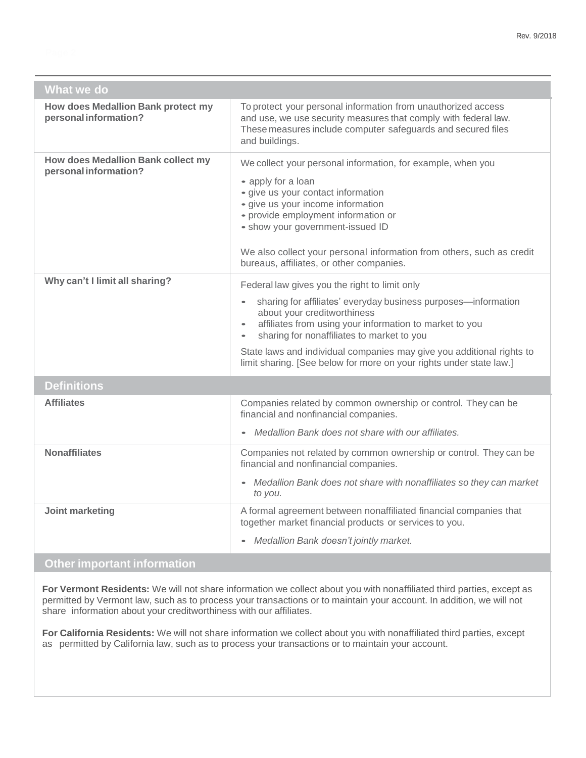| What we do | |
|---|---|
| **How does Medallion Bank protect my personal information?** | To protect your personal information from unauthorized access and use, we use security measures that comply with federal law. These measures include computer safeguards and secured files and buildings. |
| **How does Medallion Bank collect my personal information?** | We collect your personal information, for example, when you<br>• apply for a loan<br>• give us your contact information<br>• give us your income information<br>• provide employment information or<br>• show your government-issued ID<br><br>We also collect your personal information from others, such as credit bureaus, affiliates, or other companies. |
| **Why can't I limit all sharing?** | Federal law gives you the right to limit only<br>• sharing for affiliates' everyday business purposes—information about your creditworthiness<br>• affiliates from using your information to market to you<br>• sharing for nonaffiliates to market to you<br><br>State laws and individual companies may give you additional rights to limit sharing. [See below for more on your rights under state law.] |

| Definitions | |
|---|---|
| **Affiliates** | Companies related by common ownership or control. They can be financial and nonfinancial companies.<br>• *Medallion Bank does not share with our affiliates.* |
| **Nonaffiliates** | Companies not related by common ownership or control. They can be financial and nonfinancial companies.<br>• *Medallion Bank does not share with nonaffiliates so they can market to you.* |
| **Joint marketing** | A formal agreement between nonaffiliated financial companies that together market financial products or services to you.<br>• *Medallion Bank doesn't jointly market.* |

## Other important information

**For Vermont Residents:** We will not share information we collect about you with nonaffiliated third parties, except as permitted by Vermont law, such as to process your transactions or to maintain your account. In addition, we will not share information about your creditworthiness with our affiliates.

**For California Residents:** We will not share information we collect about you with nonaffiliated third parties, except as permitted by California law, such as to process your transactions or to maintain your account.